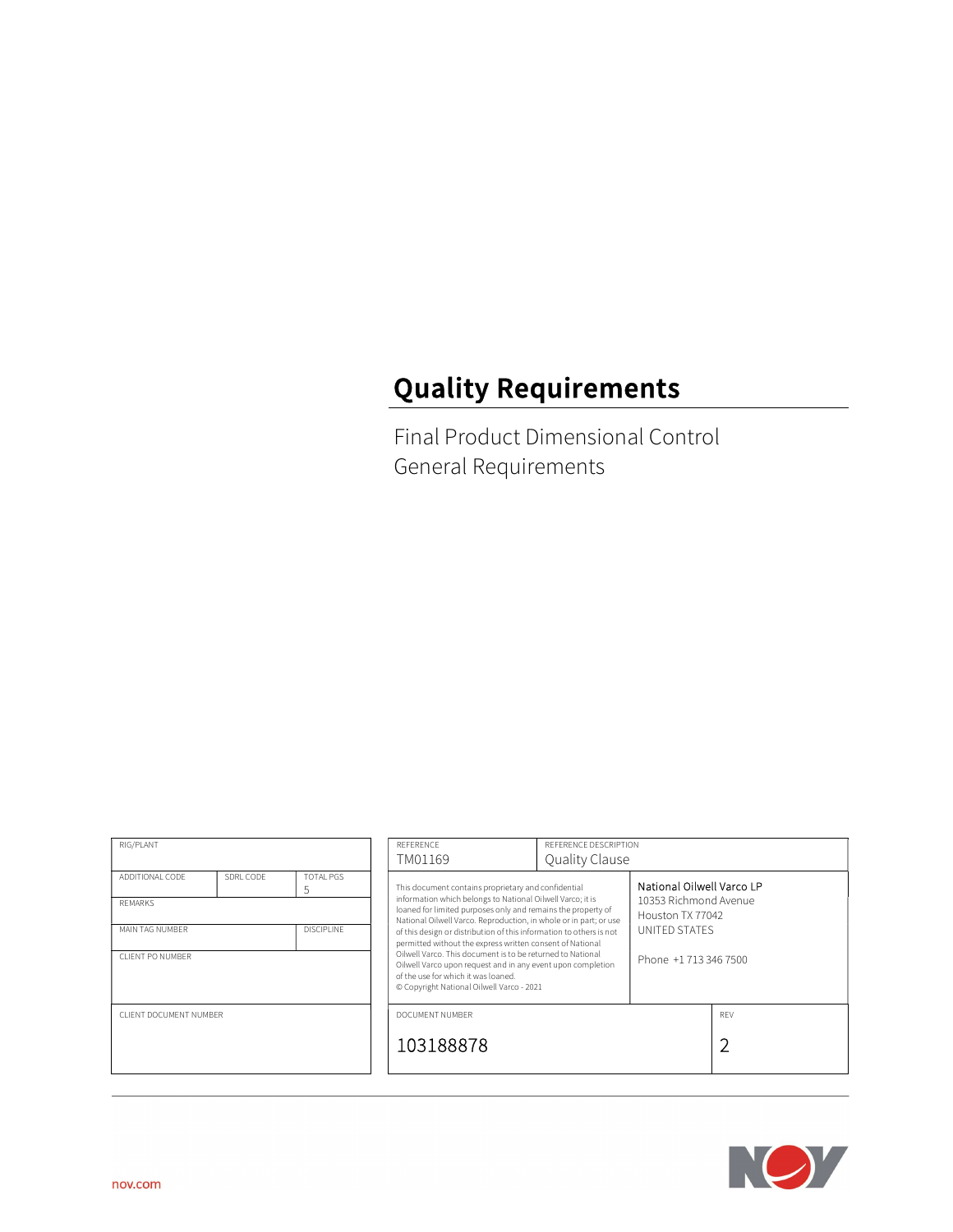# Quality Requirements

Final Product Dimensional Control
General Requirements

| RIG/PLANT | | |
|---|---|---|
| ADDITIONAL CODE | SDRL CODE | TOTAL PGS<br>5 |
| REMARKS | | |
| MAIN TAG NUMBER | | DISCIPLINE |
| CLIENT PO NUMBER | | |
| CLIENT DOCUMENT NUMBER | | |

| REFERENCE | REFERENCE DESCRIPTION |
|---|---|
| TM01169 | Quality Clause |

This document contains proprietary and confidential information which belongs to National Oilwell Varco; it is loaned for limited purposes only and remains the property of National Oilwell Varco. Reproduction, in whole or in part; or use of this design or distribution of this information to others is not permitted without the express written consent of National Oilwell Varco. This document is to be returned to National Oilwell Varco upon request and in any event upon completion of the use for which it was loaned.
© Copyright National Oilwell Varco - 2021

National Oilwell Varco LP
10353 Richmond Avenue
Houston TX 77042
UNITED STATES

Phone +1 713 346 7500

| DOCUMENT NUMBER | REV |
|---|---|
| 103188878 | 2 |

nov.com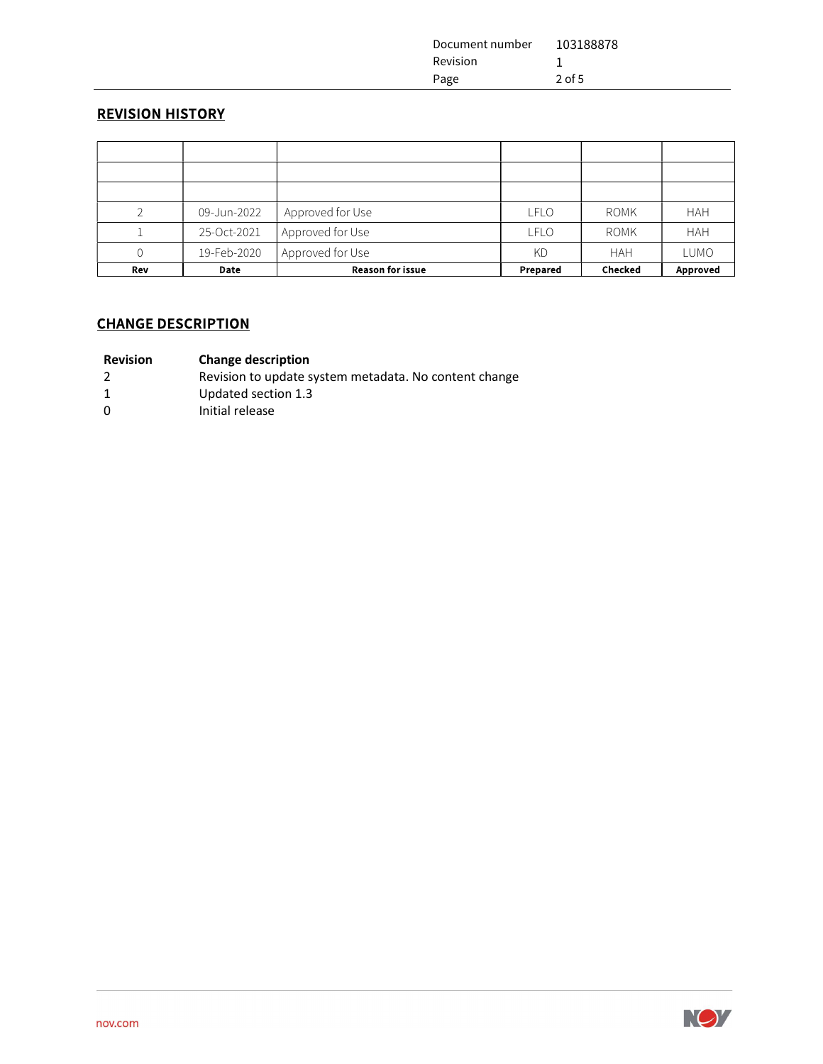## REVISION HISTORY

| Rev | Date | Reason for issue | Prepared | Checked | Approved |
|---|---|---|---|---|---|
| | | | | | |
| | | | | | |
| | | | | | |
| 2 | 09-Jun-2022 | Approved for Use | LFLO | ROMK | HAH |
| 1 | 25-Oct-2021 | Approved for Use | LFLO | ROMK | HAH |
| 0 | 19-Feb-2020 | Approved for Use | KD | HAH | LUMO |

## CHANGE DESCRIPTION

| Revision | Change description |
|---|---|
| 2 | Revision to update system metadata. No content change |
| 1 | Updated section 1.3 |
| 0 | Initial release |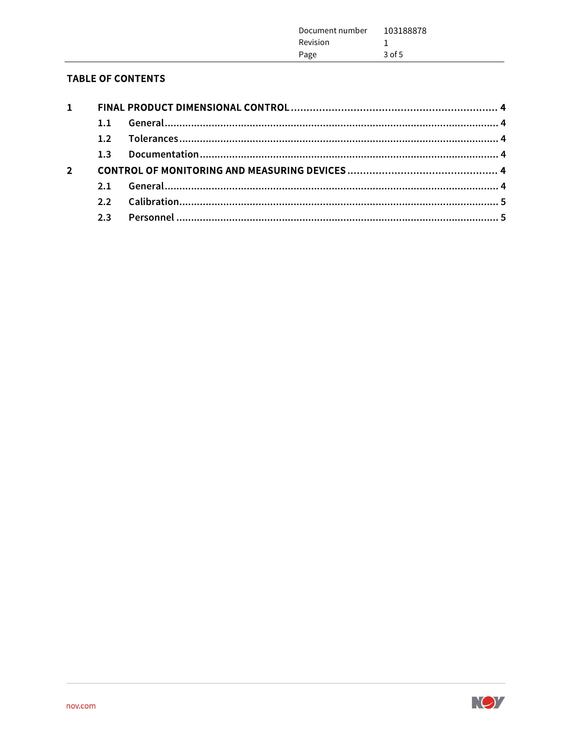## TABLE OF CONTENTS

**1 FINAL PRODUCT DIMENSIONAL CONTROL .......... 4**

- **1.1 General .......... 4**
- **1.2 Tolerances .......... 4**
- **1.3 Documentation .......... 4**

**2 CONTROL OF MONITORING AND MEASURING DEVICES .......... 4**

- **2.1 General .......... 4**
- **2.2 Calibration .......... 5**
- **2.3 Personnel .......... 5**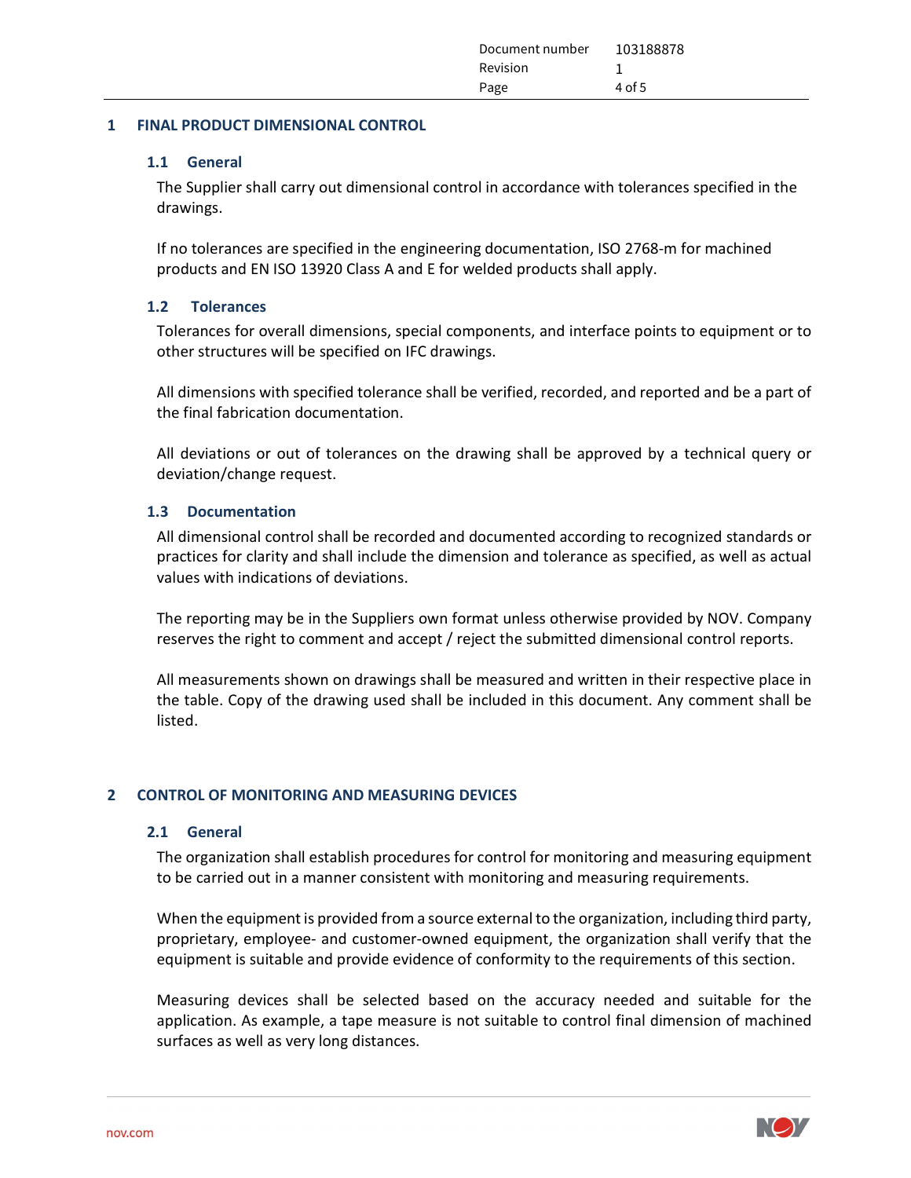# 1 FINAL PRODUCT DIMENSIONAL CONTROL

## 1.1 General

The Supplier shall carry out dimensional control in accordance with tolerances specified in the drawings.

If no tolerances are specified in the engineering documentation, ISO 2768-m for machined products and EN ISO 13920 Class A and E for welded products shall apply.

## 1.2 Tolerances

Tolerances for overall dimensions, special components, and interface points to equipment or to other structures will be specified on IFC drawings.

All dimensions with specified tolerance shall be verified, recorded, and reported and be a part of the final fabrication documentation.

All deviations or out of tolerances on the drawing shall be approved by a technical query or deviation/change request.

## 1.3 Documentation

All dimensional control shall be recorded and documented according to recognized standards or practices for clarity and shall include the dimension and tolerance as specified, as well as actual values with indications of deviations.

The reporting may be in the Suppliers own format unless otherwise provided by NOV. Company reserves the right to comment and accept / reject the submitted dimensional control reports.

All measurements shown on drawings shall be measured and written in their respective place in the table. Copy of the drawing used shall be included in this document. Any comment shall be listed.

# 2 CONTROL OF MONITORING AND MEASURING DEVICES

## 2.1 General

The organization shall establish procedures for control for monitoring and measuring equipment to be carried out in a manner consistent with monitoring and measuring requirements.

When the equipment is provided from a source external to the organization, including third party, proprietary, employee- and customer-owned equipment, the organization shall verify that the equipment is suitable and provide evidence of conformity to the requirements of this section.

Measuring devices shall be selected based on the accuracy needed and suitable for the application. As example, a tape measure is not suitable to control final dimension of machined surfaces as well as very long distances.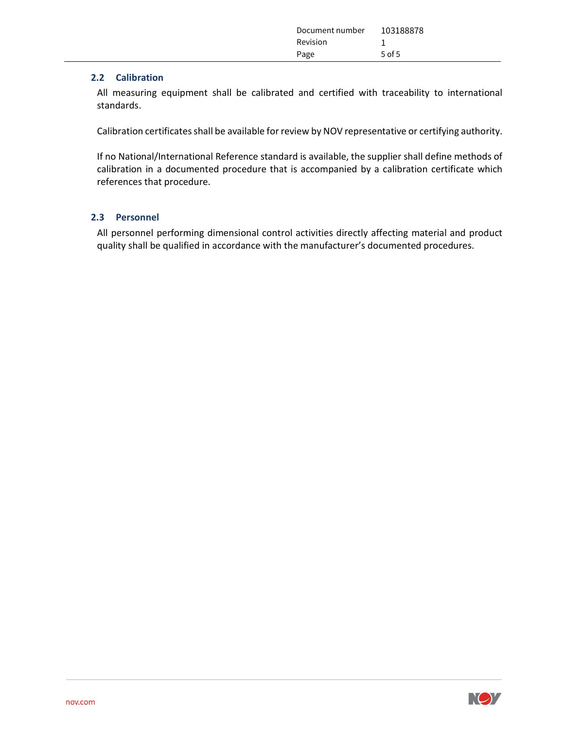### 2.2 Calibration

All measuring equipment shall be calibrated and certified with traceability to international standards.

Calibration certificates shall be available for review by NOV representative or certifying authority.

If no National/International Reference standard is available, the supplier shall define methods of calibration in a documented procedure that is accompanied by a calibration certificate which references that procedure.

### 2.3 Personnel

All personnel performing dimensional control activities directly affecting material and product quality shall be qualified in accordance with the manufacturer's documented procedures.